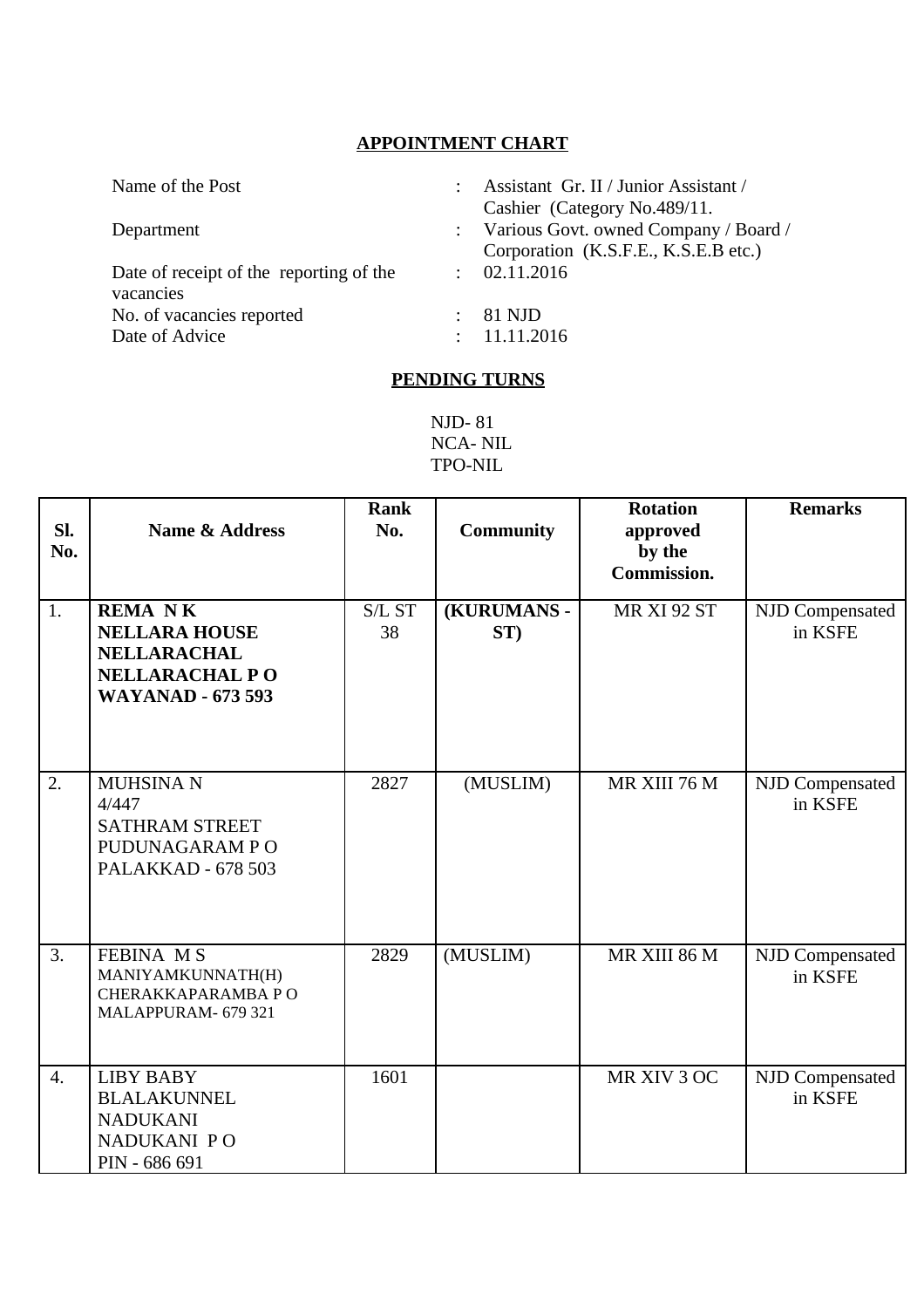## APPOINTMENT CHART

| | | |
|---|---|---|
| Name of the Post | : | Assistant Gr. II / Junior Assistant / Cashier (Category No.489/11. |
| Department | : | Various Govt. owned Company / Board / Corporation (K.S.F.E., K.S.E.B etc.) |
| Date of receipt of the reporting of the vacancies | : | 02.11.2016 |
| No. of vacancies reported | : | 81 NJD |
| Date of Advice | : | 11.11.2016 |

## PENDING TURNS

NJD- 81
NCA- NIL
TPO-NIL

| Sl. No. | Name & Address | Rank No. | Community | Rotation approved by the Commission. | Remarks |
|---|---|---|---|---|---|
| 1. | **REMA N K**<br>**NELLARA HOUSE**<br>**NELLARACHAL**<br>**NELLARACHAL P O**<br>**WAYANAD - 673 593** | S/L ST 38 | **(KURUMANS - ST)** | MR XI 92 ST | NJD Compensated in KSFE |
| 2. | MUHSINA N<br>4/447<br>SATHRAM STREET<br>PUDUNAGARAM P O<br>PALAKKAD - 678 503 | 2827 | (MUSLIM) | MR XIII 76 M | NJD Compensated in KSFE |
| 3. | FEBINA M S<br>MANIYAMKUNNATH(H)<br>CHERAKKAPARAMBA P O<br>MALAPPURAM- 679 321 | 2829 | (MUSLIM) | MR XIII 86 M | NJD Compensated in KSFE |
| 4. | LIBY BABY<br>BLALAKUNNEL<br>NADUKANI<br>NADUKANI P O<br>PIN - 686 691 | 1601 | | MR XIV 3 OC | NJD Compensated in KSFE |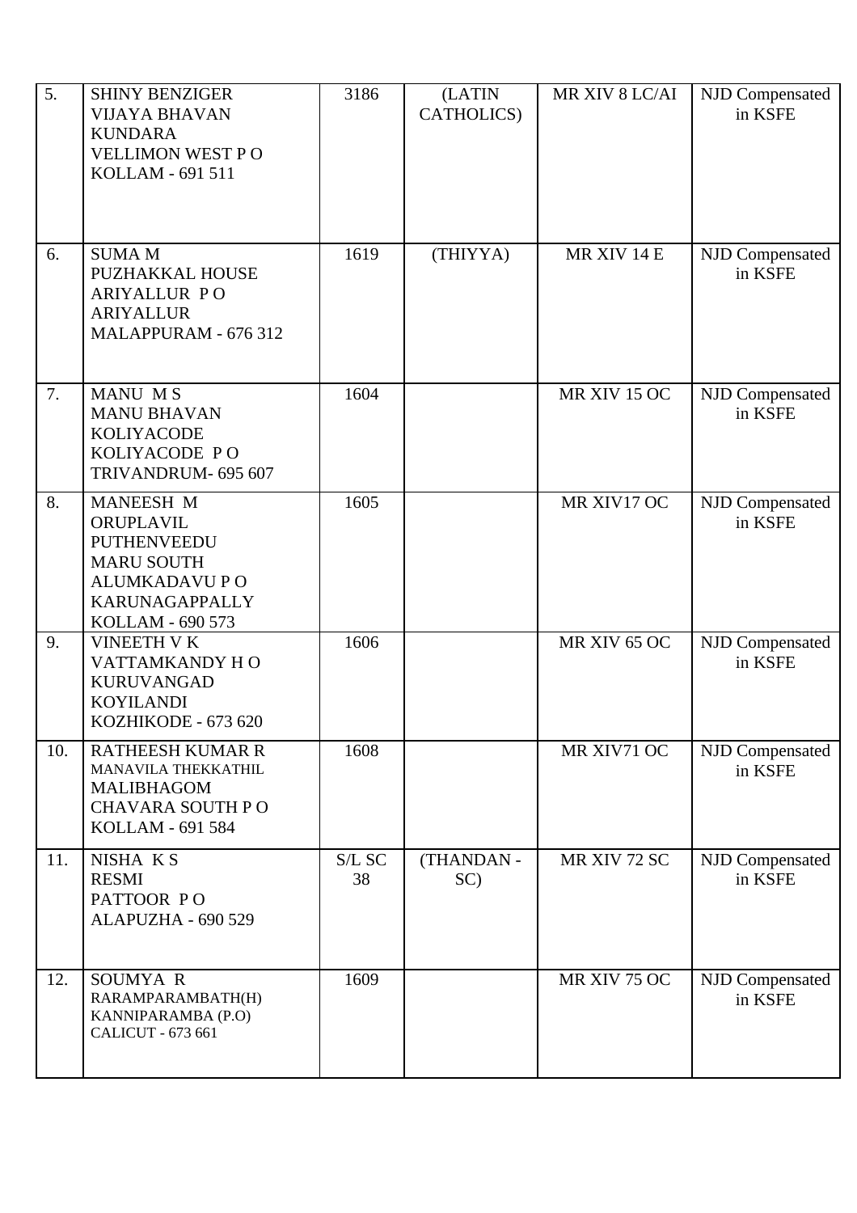| | | | | | |
|---|---|---|---|---|---|
| 5. | SHINY BENZIGER<br>VIJAYA BHAVAN<br>KUNDARA<br>VELLIMON WEST P O<br>KOLLAM - 691 511 | 3186 | (LATIN CATHOLICS) | MR XIV 8 LC/AI | NJD Compensated in KSFE |
| 6. | SUMA M<br>PUZHAKKAL HOUSE<br>ARIYALLUR P O<br>ARIYALLUR<br>MALAPPURAM - 676 312 | 1619 | (THIYYA) | MR XIV 14 E | NJD Compensated in KSFE |
| 7. | MANU M S<br>MANU BHAVAN<br>KOLIYACODE<br>KOLIYACODE P O<br>TRIVANDRUM- 695 607 | 1604 | | MR XIV 15 OC | NJD Compensated in KSFE |
| 8. | MANEESH M<br>ORUPLAVIL<br>PUTHENVEEDU<br>MARU SOUTH<br>ALUMKADAVU P O<br>KARUNAGAPPALLY<br>KOLLAM - 690 573 | 1605 | | MR XIV17 OC | NJD Compensated in KSFE |
| 9. | VINEETH V K<br>VATTAMKANDY H O<br>KURUVANGAD<br>KOYILANDI<br>KOZHIKODE - 673 620 | 1606 | | MR XIV 65 OC | NJD Compensated in KSFE |
| 10. | RATHEESH KUMAR R<br>MANAVILA THEKKATHIL<br>MALIBHAGOM<br>CHAVARA SOUTH P O<br>KOLLAM - 691 584 | 1608 | | MR XIV71 OC | NJD Compensated in KSFE |
| 11. | NISHA K S<br>RESMI<br>PATTOOR P O<br>ALAPUZHA - 690 529 | S/L SC 38 | (THANDAN - SC) | MR XIV 72 SC | NJD Compensated in KSFE |
| 12. | SOUMYA R<br>RARAMPARAMBATH(H)<br>KANNIPARAMBA (P.O)<br>CALICUT - 673 661 | 1609 | | MR XIV 75 OC | NJD Compensated in KSFE |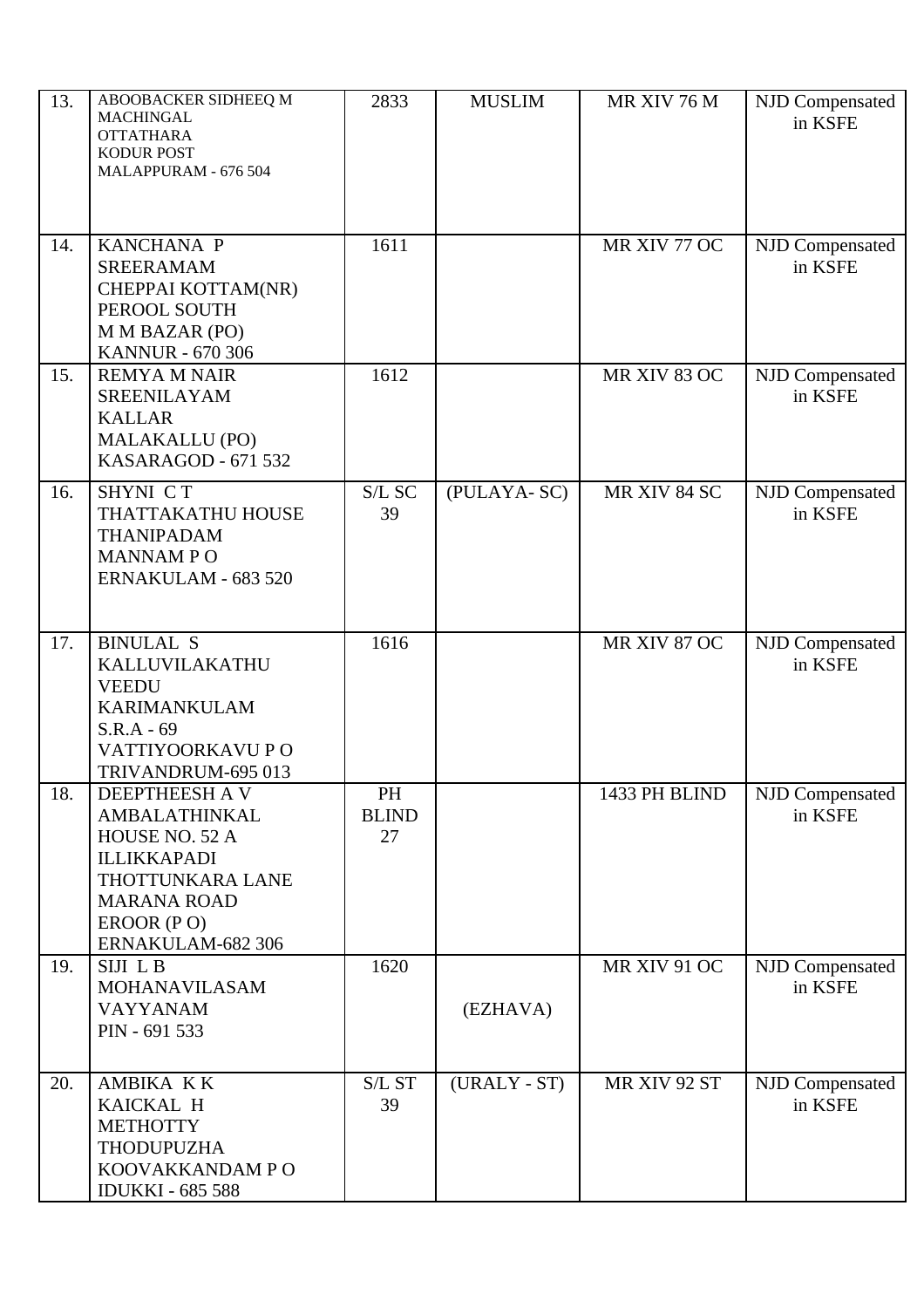| 13. | ABOOBACKER SIDHEEQ M MACHINGAL OTTATHARA KODUR POST MALAPPURAM - 676 504 | 2833 | MUSLIM | MR XIV 76 M | NJD Compensated in KSFE |
|---|---|---|---|---|---|
| 14. | KANCHANA P SREERAMAM CHEPPAI KOTTAM(NR) PEROOL SOUTH M M BAZAR (PO) KANNUR - 670 306 | 1611 | | MR XIV 77 OC | NJD Compensated in KSFE |
| 15. | REMYA M NAIR SREENILAYAM KALLAR MALAKALLU (PO) KASARAGOD - 671 532 | 1612 | | MR XIV 83 OC | NJD Compensated in KSFE |
| 16. | SHYNI C T THATTAKATHU HOUSE THANIPADAM MANNAM P O ERNAKULAM - 683 520 | S/L SC 39 | (PULAYA- SC) | MR XIV 84 SC | NJD Compensated in KSFE |
| 17. | BINULAL S KALLUVILAKATHU VEEDU KARIMANKULAM S.R.A - 69 VATTIYOORKAVU P O TRIVANDRUM-695 013 | 1616 | | MR XIV 87 OC | NJD Compensated in KSFE |
| 18. | DEEPTHEESH A V AMBALATHINKAL HOUSE NO. 52 A ILLIKKAPADI THOTTUNKARA LANE MARANA ROAD EROOR (P O) ERNAKULAM-682 306 | PH BLIND 27 | | 1433 PH BLIND | NJD Compensated in KSFE |
| 19. | SIJI L B MOHANAVILASAM VAYYANAM PIN - 691 533 | 1620 | (EZHAVA) | MR XIV 91 OC | NJD Compensated in KSFE |
| 20. | AMBIKA K K KAICKAL H METHOTTY THODUPUZHA KOOVAKKANDAM P O IDUKKI - 685 588 | S/L ST 39 | (URALY - ST) | MR XIV 92 ST | NJD Compensated in KSFE |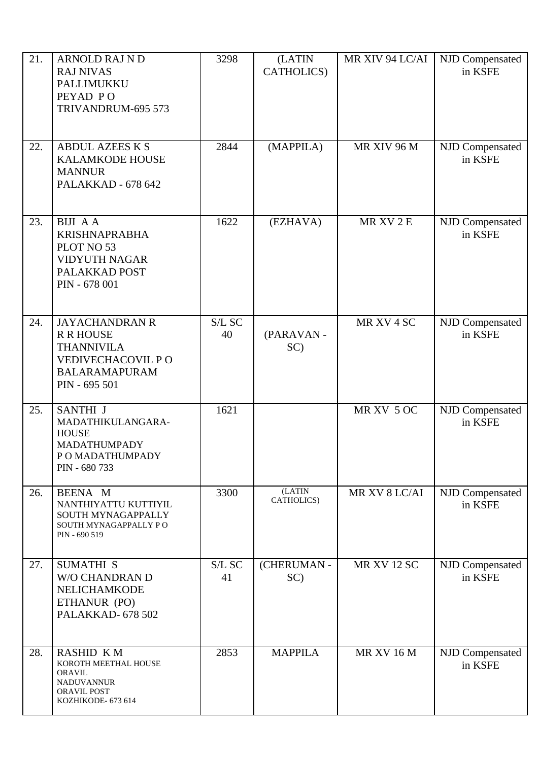| 21. | ARNOLD RAJ N D<br>RAJ NIVAS<br>PALLIMUKKU<br>PEYAD P O<br>TRIVANDRUM-695 573 | 3298 | (LATIN CATHOLICS) | MR XIV 94 LC/AI | NJD Compensated in KSFE |
|---|---|---|---|---|---|
| 22. | ABDUL AZEES K S<br>KALAMKODE HOUSE<br>MANNUR<br>PALAKKAD - 678 642 | 2844 | (MAPPILA) | MR XIV 96 M | NJD Compensated in KSFE |
| 23. | BIJI A A<br>KRISHNAPRABHA<br>PLOT NO 53<br>VIDYUTH NAGAR<br>PALAKKAD POST<br>PIN - 678 001 | 1622 | (EZHAVA) | MR XV 2 E | NJD Compensated in KSFE |
| 24. | JAYACHANDRAN R<br>R R HOUSE<br>THANNIVILA<br>VEDIVECHACOVIL P O<br>BALARAMAPURAM<br>PIN - 695 501 | S/L SC 40 | (PARAVAN - SC) | MR XV 4 SC | NJD Compensated in KSFE |
| 25. | SANTHI J<br>MADATHIKULANGARA-HOUSE<br>MADATHUMPADY<br>P O MADATHUMPADY<br>PIN - 680 733 | 1621 | | MR XV 5 OC | NJD Compensated in KSFE |
| 26. | BEENA M<br>NANTHIYATTU KUTTIYIL<br>SOUTH MYNAGAPPALLY<br>SOUTH MYNAGAPPALLY P O<br>PIN - 690 519 | 3300 | (LATIN CATHOLICS) | MR XV 8 LC/AI | NJD Compensated in KSFE |
| 27. | SUMATHI S<br>W/O CHANDRAN D<br>NELICHAMKODE<br>ETHANUR (PO)<br>PALAKKAD- 678 502 | S/L SC 41 | (CHERUMAN - SC) | MR XV 12 SC | NJD Compensated in KSFE |
| 28. | RASHID K M<br>KOROTH MEETHAL HOUSE<br>ORAVIL<br>NADUVANNUR<br>ORAVIL POST<br>KOZHIKODE- 673 614 | 2853 | MAPPILA | MR XV 16 M | NJD Compensated in KSFE |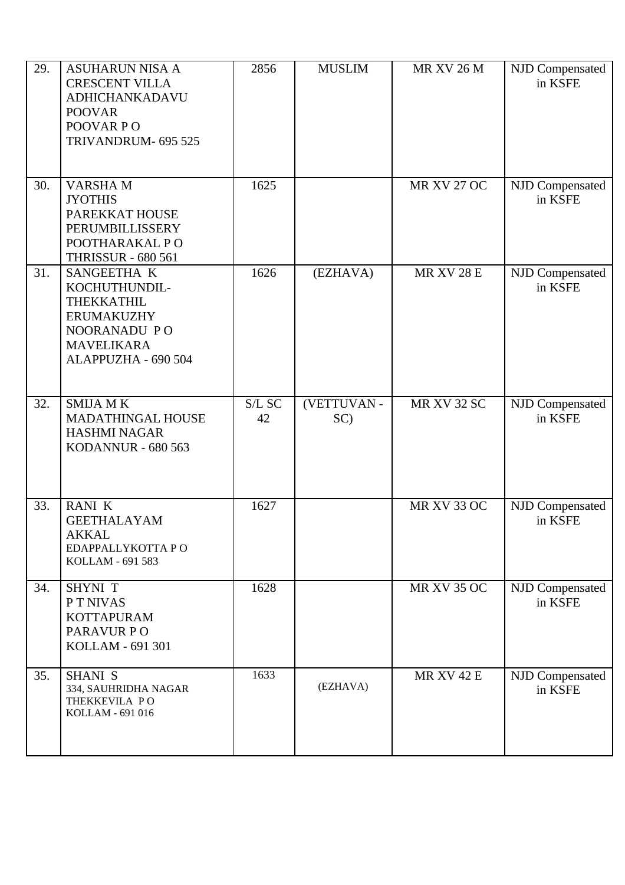| 29. | ASUHARUN NISA A<br>CRESCENT VILLA<br>ADHICHANKADAVU<br>POOVAR<br>POOVAR P O<br>TRIVANDRUM- 695 525 | 2856 | MUSLIM | MR XV 26 M | NJD Compensated in KSFE |
|---|---|---|---|---|---|
| 30. | VARSHA M<br>JYOTHIS<br>PAREKKAT HOUSE<br>PERUMBILLISSERY<br>POOTHARAKAL P O<br>THRISSUR - 680 561 | 1625 | | MR XV 27 OC | NJD Compensated in KSFE |
| 31. | SANGEETHA K<br>KOCHUTHUNDIL-<br>THEKKATHIL<br>ERUMAKUZHY<br>NOORANADU P O<br>MAVELIKARA<br>ALAPPUZHA - 690 504 | 1626 | (EZHAVA) | MR XV 28 E | NJD Compensated in KSFE |
| 32. | SMIJA M K<br>MADATHINGAL HOUSE<br>HASHMI NAGAR<br>KODANNUR - 680 563 | S/L SC 42 | (VETTUVAN - SC) | MR XV 32 SC | NJD Compensated in KSFE |
| 33. | RANI K<br>GEETHALAYAM<br>AKKAL<br>EDAPPALLYKOTTA P O<br>KOLLAM - 691 583 | 1627 | | MR XV 33 OC | NJD Compensated in KSFE |
| 34. | SHYNI T<br>P T NIVAS<br>KOTTAPURAM<br>PARAVUR P O<br>KOLLAM - 691 301 | 1628 | | MR XV 35 OC | NJD Compensated in KSFE |
| 35. | SHANI S<br>334, SAUHRIDHA NAGAR<br>THEKKEVILA P O<br>KOLLAM - 691 016 | 1633 | (EZHAVA) | MR XV 42 E | NJD Compensated in KSFE |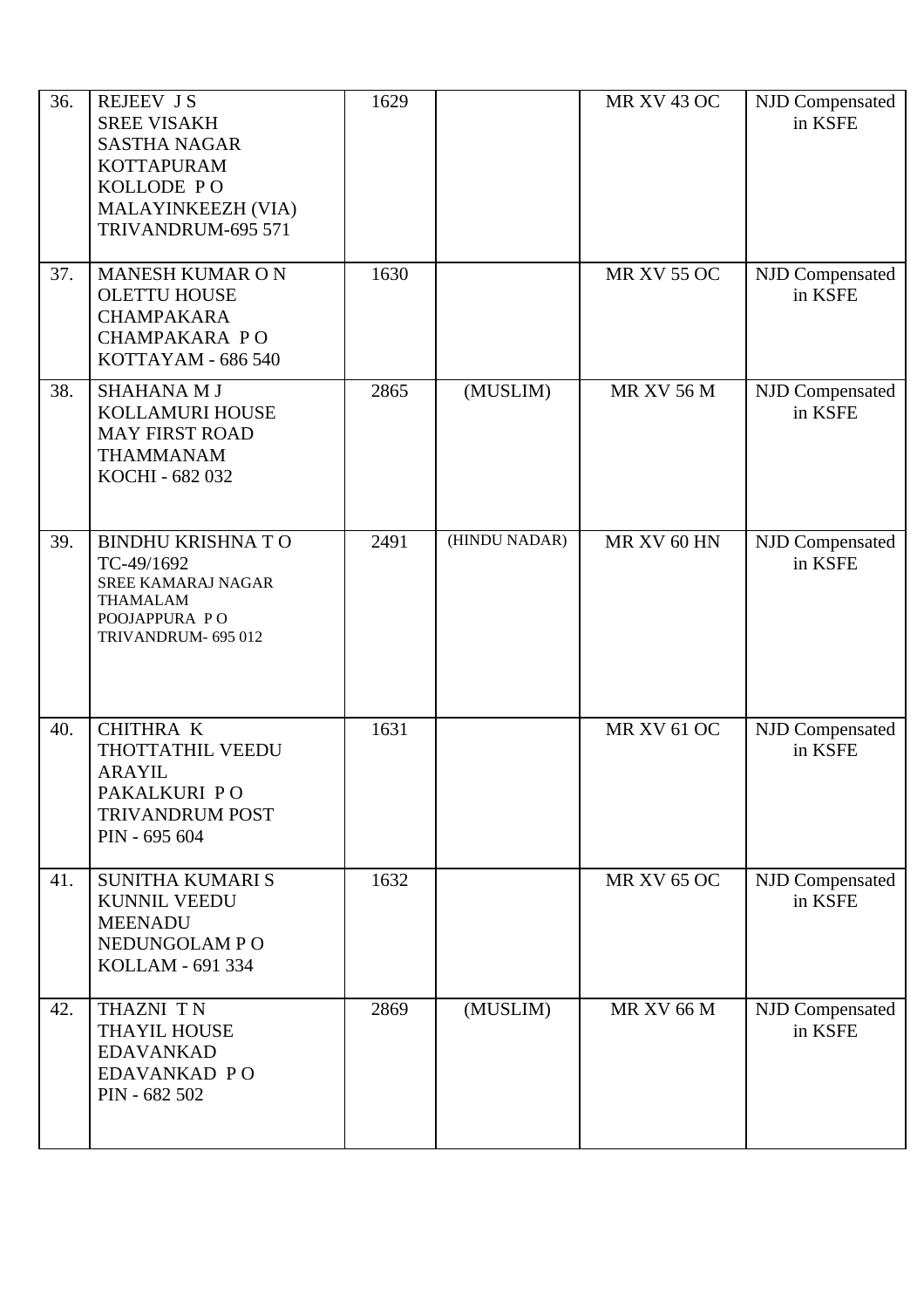| 36. | REJEEV J S<br>SREE VISAKH<br>SASTHA NAGAR<br>KOTTAPURAM<br>KOLLODE P O<br>MALAYINKEEZH (VIA)<br>TRIVANDRUM-695 571 | 1629 | | MR XV 43 OC | NJD Compensated in KSFE |
|---|---|---|---|---|---|
| 37. | MANESH KUMAR O N<br>OLETTU HOUSE<br>CHAMPAKARA<br>CHAMPAKARA P O<br>KOTTAYAM - 686 540 | 1630 | | MR XV 55 OC | NJD Compensated in KSFE |
| 38. | SHAHANA M J<br>KOLLAMURI HOUSE<br>MAY FIRST ROAD<br>THAMMANAM<br>KOCHI - 682 032 | 2865 | (MUSLIM) | MR XV 56 M | NJD Compensated in KSFE |
| 39. | BINDHU KRISHNA T O<br>TC-49/1692<br>SREE KAMARAJ NAGAR<br>THAMALAM<br>POOJAPPURA P O<br>TRIVANDRUM- 695 012 | 2491 | (HINDU NADAR) | MR XV 60 HN | NJD Compensated in KSFE |
| 40. | CHITHRA K<br>THOTTATHIL VEEDU<br>ARAYIL<br>PAKALKURI P O<br>TRIVANDRUM POST<br>PIN - 695 604 | 1631 | | MR XV 61 OC | NJD Compensated in KSFE |
| 41. | SUNITHA KUMARI S<br>KUNNIL VEEDU<br>MEENADU<br>NEDUNGOLAM P O<br>KOLLAM - 691 334 | 1632 | | MR XV 65 OC | NJD Compensated in KSFE |
| 42. | THAZNI T N<br>THAYIL HOUSE<br>EDAVANKAD<br>EDAVANKAD P O<br>PIN - 682 502 | 2869 | (MUSLIM) | MR XV 66 M | NJD Compensated in KSFE |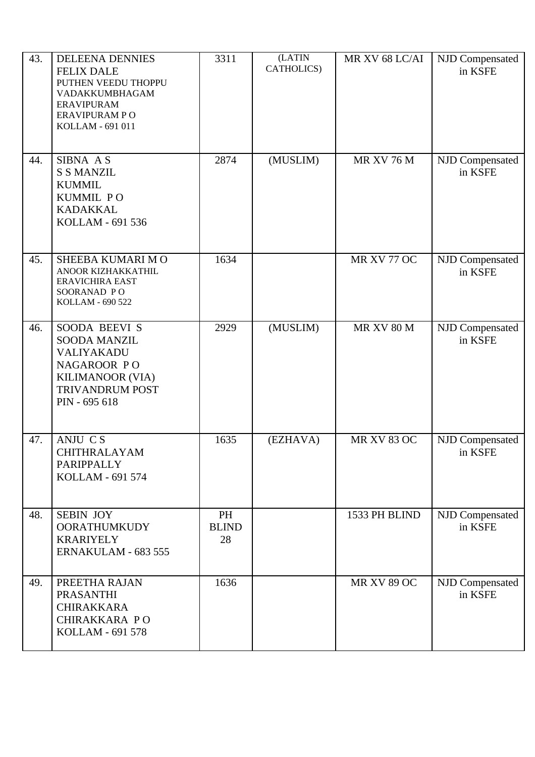| 43. | DELEENA DENNIES<br>FELIX DALE<br>PUTHEN VEEDU THOPPU<br>VADAKKUMBHAGAM<br>ERAVIPURAM<br>ERAVIPURAM P O<br>KOLLAM - 691 011 | 3311 | (LATIN CATHOLICS) | MR XV 68 LC/AI | NJD Compensated in KSFE |
|---|---|---|---|---|---|
| 44. | SIBNA A S<br>S S MANZIL<br>KUMMIL<br>KUMMIL P O<br>KADAKKAL<br>KOLLAM - 691 536 | 2874 | (MUSLIM) | MR XV 76 M | NJD Compensated in KSFE |
| 45. | SHEEBA KUMARI M O<br>ANOOR KIZHAKKATHIL<br>ERAVICHIRA EAST<br>SOORANAD P O<br>KOLLAM - 690 522 | 1634 | | MR XV 77 OC | NJD Compensated in KSFE |
| 46. | SOODA BEEVI S<br>SOODA MANZIL<br>VALIYAKADU<br>NAGAROOR P O<br>KILIMANOOR (VIA)<br>TRIVANDRUM POST<br>PIN - 695 618 | 2929 | (MUSLIM) | MR XV 80 M | NJD Compensated in KSFE |
| 47. | ANJU C S<br>CHITHRALAYAM<br>PARIPPALLY<br>KOLLAM - 691 574 | 1635 | (EZHAVA) | MR XV 83 OC | NJD Compensated in KSFE |
| 48. | SEBIN JOY<br>OORATHUMKUDY<br>KRARIYELY<br>ERNAKULAM - 683 555 | PH BLIND 28 | | 1533 PH BLIND | NJD Compensated in KSFE |
| 49. | PREETHA RAJAN<br>PRASANTHI<br>CHIRAKKARA<br>CHIRAKKARA P O<br>KOLLAM - 691 578 | 1636 | | MR XV 89 OC | NJD Compensated in KSFE |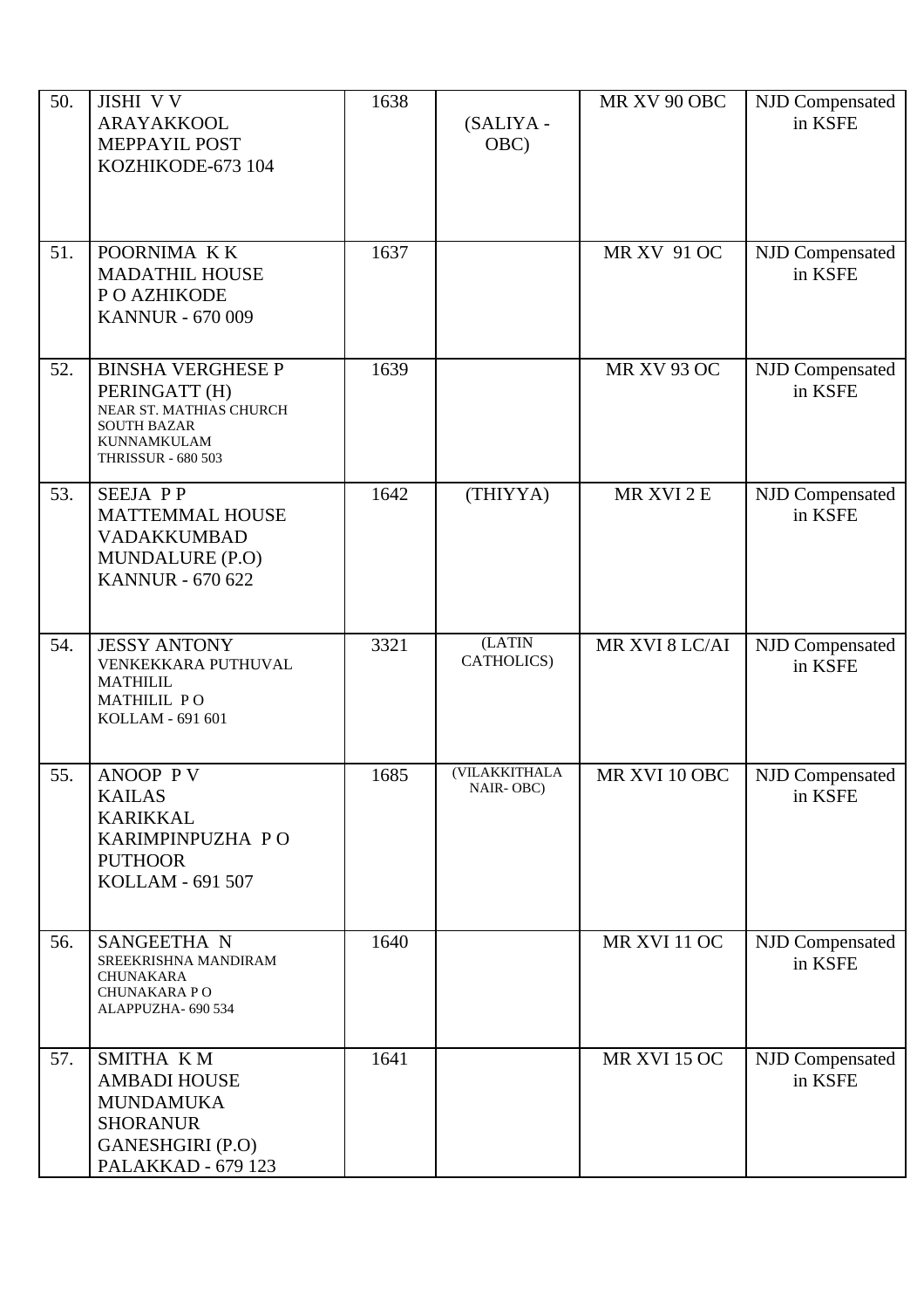| | | | | | |
|---|---|---|---|---|---|
| 50. | JISHI V V<br>ARAYAKKOOL<br>MEPPAYIL POST<br>KOZHIKODE-673 104 | 1638 | (SALIYA - OBC) | MR XV 90 OBC | NJD Compensated in KSFE |
| 51. | POORNIMA K K<br>MADATHIL HOUSE<br>P O AZHIKODE<br>KANNUR - 670 009 | 1637 | | MR XV 91 OC | NJD Compensated in KSFE |
| 52. | BINSHA VERGHESE P<br>PERINGATT (H)<br>NEAR ST. MATHIAS CHURCH<br>SOUTH BAZAR<br>KUNNAMKULAM<br>THRISSUR - 680 503 | 1639 | | MR XV 93 OC | NJD Compensated in KSFE |
| 53. | SEEJA P P<br>MATTEMMAL HOUSE<br>VADAKKUMBAD<br>MUNDALURE (P.O)<br>KANNUR - 670 622 | 1642 | (THIYYA) | MR XVI 2 E | NJD Compensated in KSFE |
| 54. | JESSY ANTONY<br>VENKEKKARA PUTHUVAL<br>MATHILIL<br>MATHILIL P O<br>KOLLAM - 691 601 | 3321 | (LATIN CATHOLICS) | MR XVI 8 LC/AI | NJD Compensated in KSFE |
| 55. | ANOOP P V<br>KAILAS<br>KARIKKAL<br>KARIMPINPUZHA P O<br>PUTHOOR<br>KOLLAM - 691 507 | 1685 | (VILAKKITHALA NAIR- OBC) | MR XVI 10 OBC | NJD Compensated in KSFE |
| 56. | SANGEETHA N<br>SREEKRISHNA MANDIRAM<br>CHUNAKARA<br>CHUNAKARA P O<br>ALAPPUZHA- 690 534 | 1640 | | MR XVI 11 OC | NJD Compensated in KSFE |
| 57. | SMITHA K M<br>AMBADI HOUSE<br>MUNDAMUKA<br>SHORANUR<br>GANESHGIRI (P.O)<br>PALAKKAD - 679 123 | 1641 | | MR XVI 15 OC | NJD Compensated in KSFE |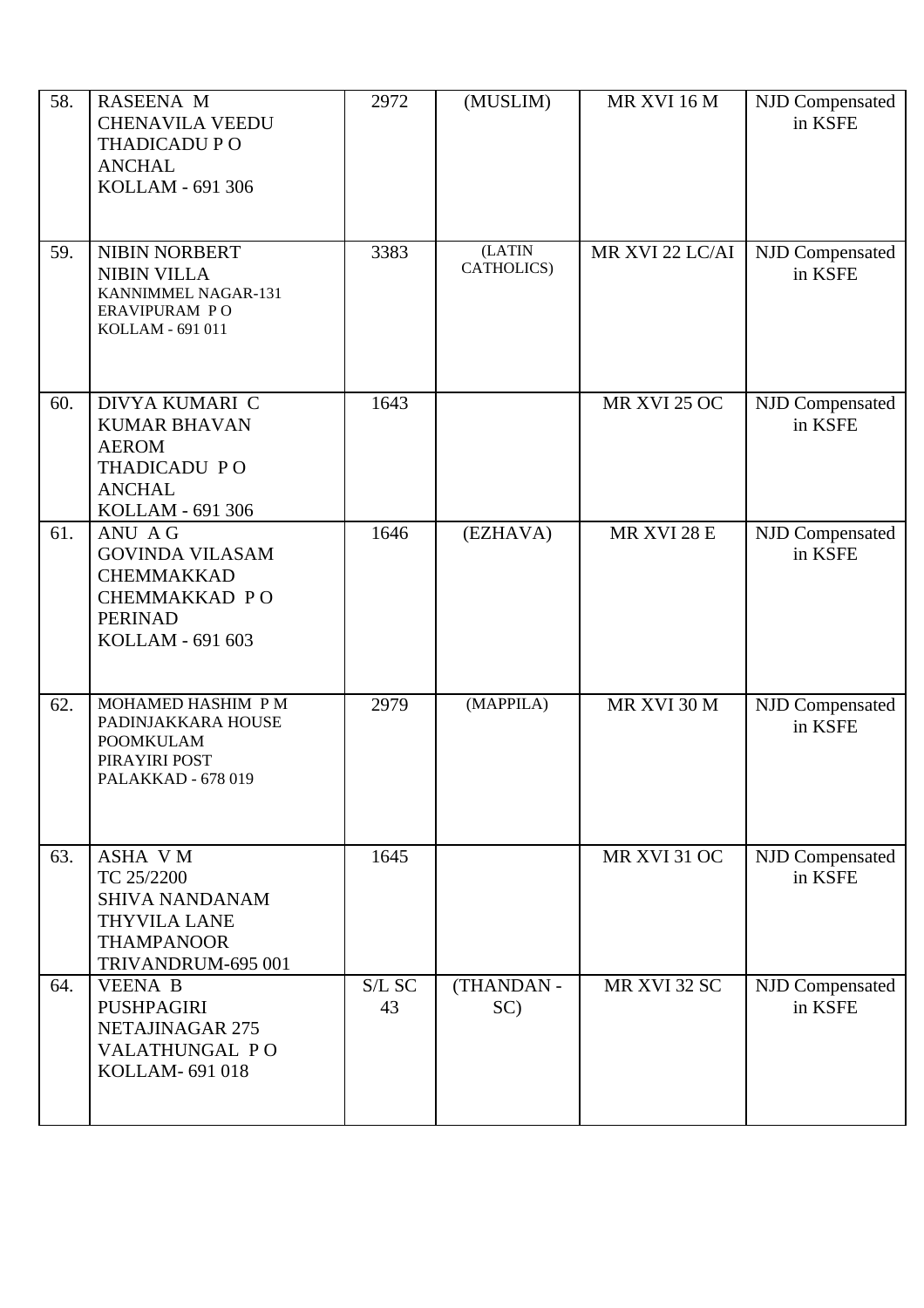| | | | | | |
|---|---|---|---|---|---|
| 58. | RASEENA M<br>CHENAVILA VEEDU<br>THADICADU P O<br>ANCHAL<br>KOLLAM - 691 306 | 2972 | (MUSLIM) | MR XVI 16 M | NJD Compensated in KSFE |
| 59. | NIBIN NORBERT<br>NIBIN VILLA<br>KANNIMMEL NAGAR-131<br>ERAVIPURAM P O<br>KOLLAM - 691 011 | 3383 | (LATIN CATHOLICS) | MR XVI 22 LC/AI | NJD Compensated in KSFE |
| 60. | DIVYA KUMARI C<br>KUMAR BHAVAN<br>AEROM<br>THADICADU P O<br>ANCHAL<br>KOLLAM - 691 306 | 1643 | | MR XVI 25 OC | NJD Compensated in KSFE |
| 61. | ANU A G<br>GOVINDA VILASAM<br>CHEMMAKKAD<br>CHEMMAKKAD P O<br>PERINAD<br>KOLLAM - 691 603 | 1646 | (EZHAVA) | MR XVI 28 E | NJD Compensated in KSFE |
| 62. | MOHAMED HASHIM P M<br>PADINJAKKARA HOUSE<br>POOMKULAM<br>PIRAYIRI POST<br>PALAKKAD - 678 019 | 2979 | (MAPPILA) | MR XVI 30 M | NJD Compensated in KSFE |
| 63. | ASHA V M<br>TC 25/2200<br>SHIVA NANDANAM<br>THYVILA LANE<br>THAMPANOOR<br>TRIVANDRUM-695 001 | 1645 | | MR XVI 31 OC | NJD Compensated in KSFE |
| 64. | VEENA B<br>PUSHPAGIRI<br>NETAJINAGAR 275<br>VALATHUNGAL P O<br>KOLLAM- 691 018 | S/L SC 43 | (THANDAN - SC) | MR XVI 32 SC | NJD Compensated in KSFE |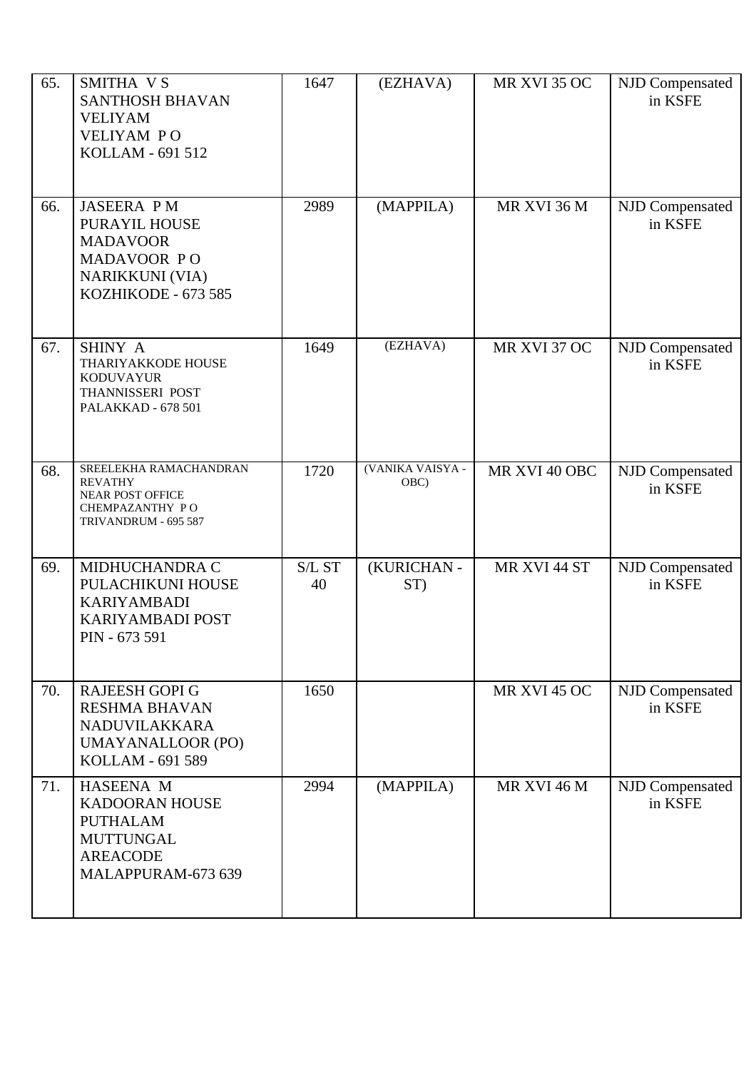| | | | | | |
|---|---|---|---|---|---|
| 65. | SMITHA V S<br>SANTHOSH BHAVAN<br>VELIYAM<br>VELIYAM P O<br>KOLLAM - 691 512 | 1647 | (EZHAVA) | MR XVI 35 OC | NJD Compensated in KSFE |
| 66. | JASEERA P M<br>PURAYIL HOUSE<br>MADAVOOR<br>MADAVOOR P O<br>NARIKKUNI (VIA)<br>KOZHIKODE - 673 585 | 2989 | (MAPPILA) | MR XVI 36 M | NJD Compensated in KSFE |
| 67. | SHINY A<br>THARIYAKKODE HOUSE<br>KODUVAYUR<br>THANNISSERI POST<br>PALAKKAD - 678 501 | 1649 | (EZHAVA) | MR XVI 37 OC | NJD Compensated in KSFE |
| 68. | SREELEKHA RAMACHANDRAN<br>REVATHY<br>NEAR POST OFFICE<br>CHEMPAZANTHY P O<br>TRIVANDRUM - 695 587 | 1720 | (VANIKA VAISYA - OBC) | MR XVI 40 OBC | NJD Compensated in KSFE |
| 69. | MIDHUCHANDRA C<br>PULACHIKUNI HOUSE<br>KARIYAMBADI<br>KARIYAMBADI POST<br>PIN - 673 591 | S/L ST 40 | (KURICHAN - ST) | MR XVI 44 ST | NJD Compensated in KSFE |
| 70. | RAJEESH GOPI G<br>RESHMA BHAVAN<br>NADUVILAKKARA<br>UMAYANALLOOR (PO)<br>KOLLAM - 691 589 | 1650 | | MR XVI 45 OC | NJD Compensated in KSFE |
| 71. | HASEENA M<br>KADOORAN HOUSE<br>PUTHALAM<br>MUTTUNGAL<br>AREACODE<br>MALAPPURAM-673 639 | 2994 | (MAPPILA) | MR XVI 46 M | NJD Compensated in KSFE |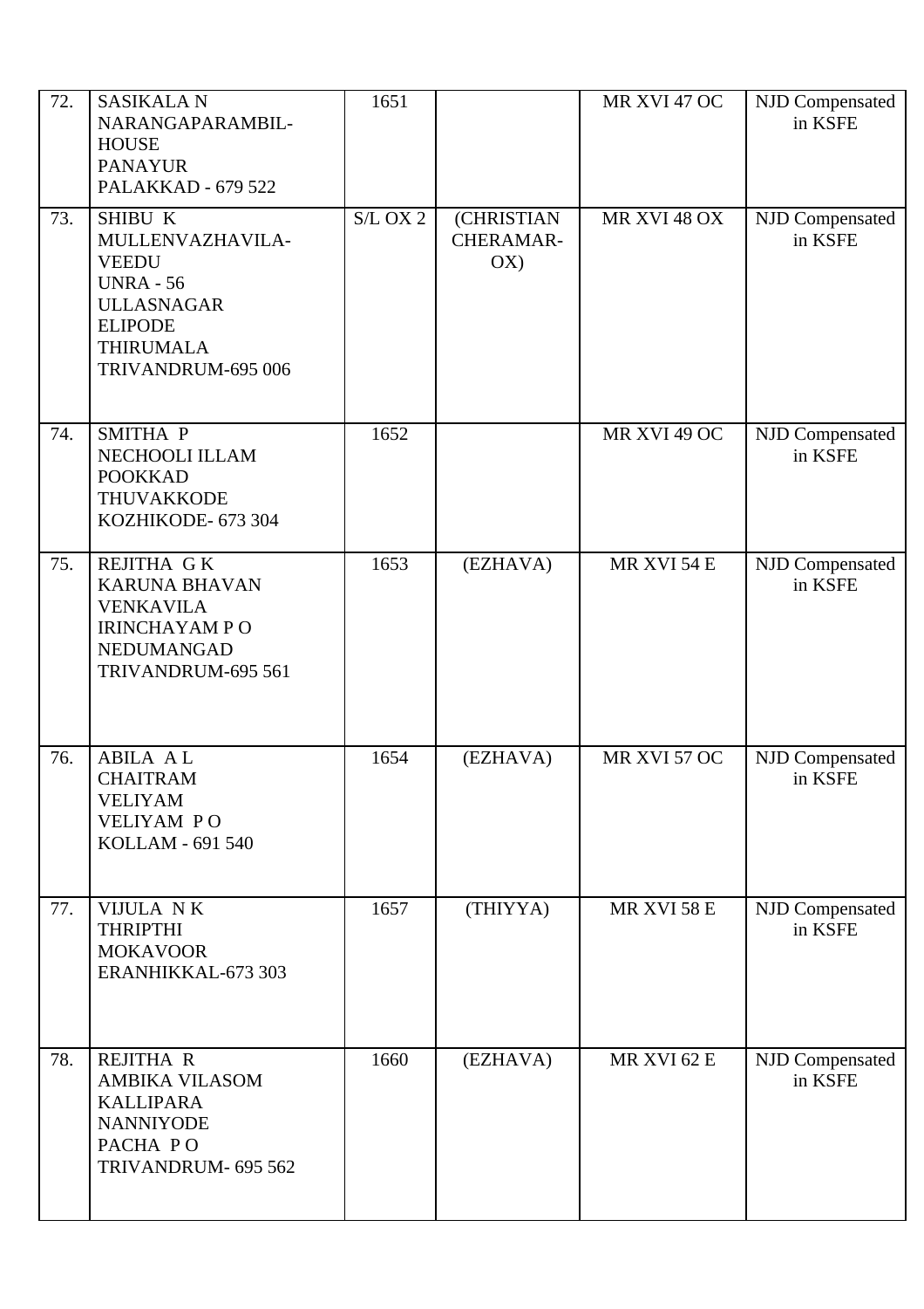| 72. | SASIKALA N<br>NARANGAPARAMBIL-<br>HOUSE<br>PANAYUR<br>PALAKKAD - 679 522 | 1651 | | MR XVI 47 OC | NJD Compensated in KSFE |
|---|---|---|---|---|---|
| 73. | SHIBU K<br>MULLENVAZHAVILA-<br>VEEDU<br>UNRA - 56<br>ULLASNAGAR<br>ELIPODE<br>THIRUMALA<br>TRIVANDRUM-695 006 | S/L OX 2 | (CHRISTIAN CHERAMAR-OX) | MR XVI 48 OX | NJD Compensated in KSFE |
| 74. | SMITHA P<br>NECHOOLI ILLAM<br>POOKKAD<br>THUVAKKODE<br>KOZHIKODE- 673 304 | 1652 | | MR XVI 49 OC | NJD Compensated in KSFE |
| 75. | REJITHA G K<br>KARUNA BHAVAN<br>VENKAVILA<br>IRINCHAYAM P O<br>NEDUMANGAD<br>TRIVANDRUM-695 561 | 1653 | (EZHAVA) | MR XVI 54 E | NJD Compensated in KSFE |
| 76. | ABILA A L<br>CHAITRAM<br>VELIYAM<br>VELIYAM P O<br>KOLLAM - 691 540 | 1654 | (EZHAVA) | MR XVI 57 OC | NJD Compensated in KSFE |
| 77. | VIJULA N K<br>THRIPTHI<br>MOKAVOOR<br>ERANHIKKAL-673 303 | 1657 | (THIYYA) | MR XVI 58 E | NJD Compensated in KSFE |
| 78. | REJITHA R<br>AMBIKA VILASOM<br>KALLIPARA<br>NANNIYODE<br>PACHA P O<br>TRIVANDRUM- 695 562 | 1660 | (EZHAVA) | MR XVI 62 E | NJD Compensated in KSFE |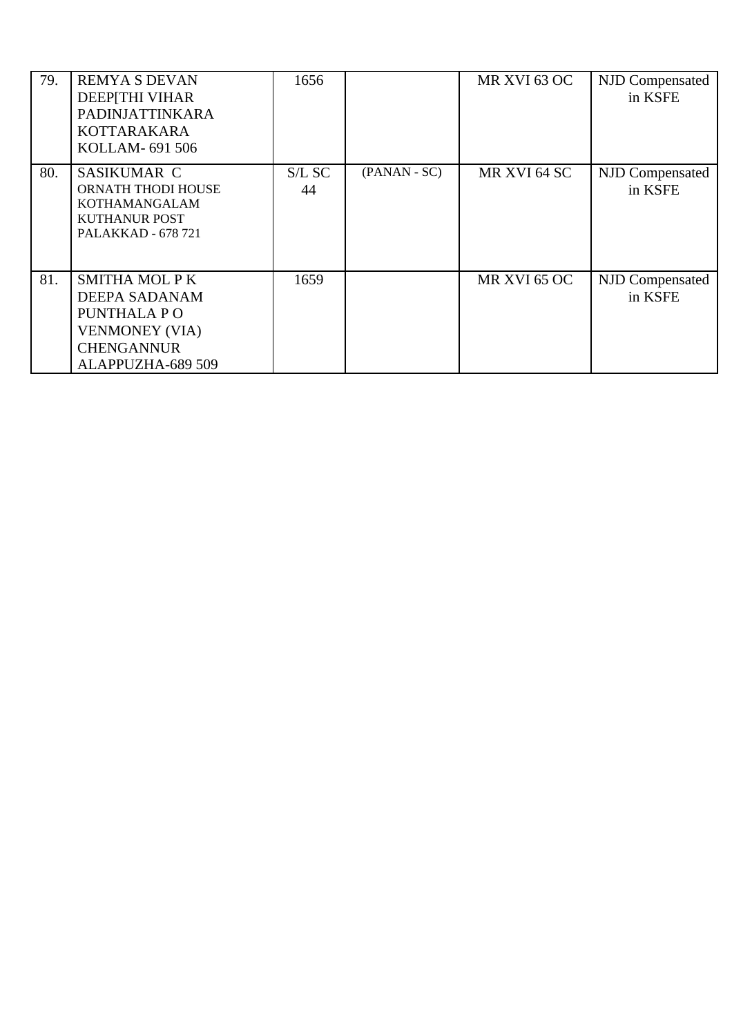| | | | | | |
|---|---|---|---|---|---|
| 79. | REMYA S DEVAN<br>DEEP[THI VIHAR<br>PADINJATTINKARA<br>KOTTARAKARA<br>KOLLAM- 691 506 | 1656 | | MR XVI 63 OC | NJD Compensated in KSFE |
| 80. | SASIKUMAR C<br>ORNATH THODI HOUSE<br>KOTHAMANGALAM<br>KUTHANUR POST<br>PALAKKAD - 678 721 | S/L SC 44 | (PANAN - SC) | MR XVI 64 SC | NJD Compensated in KSFE |
| 81. | SMITHA MOL P K<br>DEEPA SADANAM<br>PUNTHALA P O<br>VENMONEY (VIA)<br>CHENGANNUR<br>ALAPPUZHA-689 509 | 1659 | | MR XVI 65 OC | NJD Compensated in KSFE |